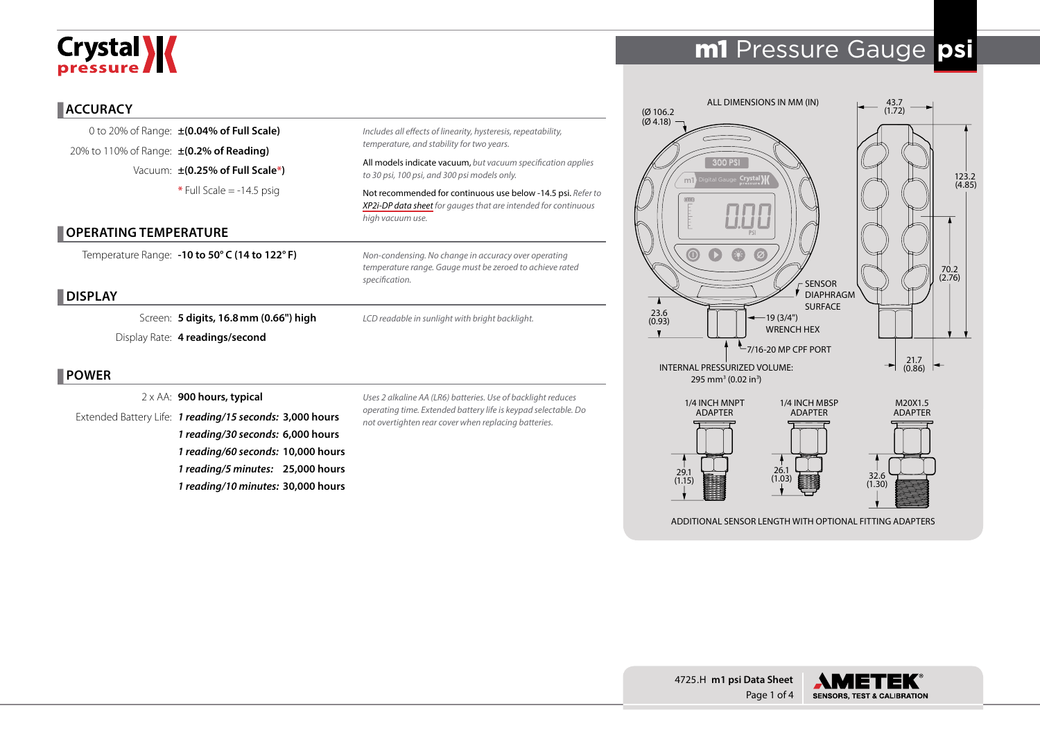# m1 Pressure Gauge psi

## ACCURACY

| | | |
|---|---|---|
| 0 to 20% of Range: | **±(0.04% of Full Scale)** | *Includes all effects of linearity, hysteresis, repeatability, temperature, and stability for two years.* |
| 20% to 110% of Range: | **±(0.2% of Reading)** | All models indicate vacuum, *but vacuum specification applies to 30 psi, 100 psi, and 300 psi models only.* |
| Vacuum: | **±(0.25% of Full Scale*)** | Not recommended for continuous use below -14.5 psi. *Refer to XP2i-DP data sheet for gauges that are intended for continuous high vacuum use.* |
| | * Full Scale = -14.5 psig | |

## OPERATING TEMPERATURE

| | | |
|---|---|---|
| Temperature Range: | **-10 to 50° C (14 to 122° F)** | *Non-condensing. No change in accuracy over operating temperature range. Gauge must be zeroed to achieve rated specification.* |

## DISPLAY

| | | |
|---|---|---|
| Screen: | **5 digits, 16.8 mm (0.66") high** | *LCD readable in sunlight with bright backlight.* |
| Display Rate: | **4 readings/second** | |

## POWER

| | | |
|---|---|---|
| 2 x AA: | **900 hours, typical** | *Uses 2 alkaline AA (LR6) batteries. Use of backlight reduces operating time. Extended battery life is keypad selectable. Do not overtighten rear cover when replacing batteries.* |
| Extended Battery Life: | ***1 reading/15 seconds:*** **3,000 hours** | |
| | ***1 reading/30 seconds:*** **6,000 hours** | |
| | ***1 reading/60 seconds:*** **10,000 hours** | |
| | ***1 reading/5 minutes:*** **25,000 hours** | |
| | ***1 reading/10 minutes:*** **30,000 hours** | |

ALL DIMENSIONS IN MM (IN)

(Ø 106.2 (Ø 4.18)), 43.7 (1.72), 123.2 (4.85), 70.2 (2.76), 23.6 (0.93), 21.7 (0.86)

SENSOR DIAPHRAGM SURFACE

19 (3/4") WRENCH HEX

7/16-20 MP CPF PORT

INTERNAL PRESSURIZED VOLUME: 295 mm³ (0.02 in³)

1/4 INCH MNPT ADAPTER — 29.1 (1.15)

1/4 INCH MBSP ADAPTER — 26.1 (1.03)

M20X1.5 ADAPTER — 32.6 (1.30)

ADDITIONAL SENSOR LENGTH WITH OPTIONAL FITTING ADAPTERS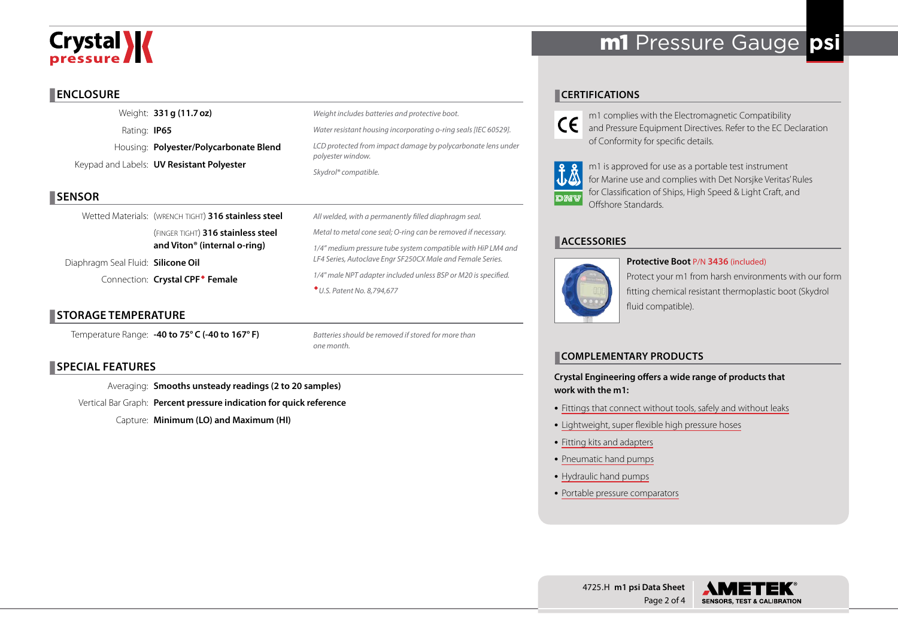# m1 Pressure Gauge psi

## ENCLOSURE

| | | |
|---|---|---|
| Weight: | **331 g (11.7 oz)** | *Weight includes batteries and protective boot.* |
| Rating: | **IP65** | *Water resistant housing incorporating o-ring seals [IEC 60529].* |
| Housing: | **Polyester/Polycarbonate Blend** | *LCD protected from impact damage by polycarbonate lens under polyester window.* |
| Keypad and Labels: | **UV Resistant Polyester** | *Skydrol® compatible.* |

## SENSOR

| | | |
|---|---|---|
| Wetted Materials: | (WRENCH TIGHT) **316 stainless steel** | *All welded, with a permanently filled diaphragm seal.* |
| | (FINGER TIGHT) **316 stainless steel and Viton® (internal o-ring)** | *Metal to metal cone seal; O-ring can be removed if necessary.* |
| Diaphragm Seal Fluid: | **Silicone Oil** | *1/4" medium pressure tube system compatible with HiP LM4 and LF4 Series, Autoclave Engr SF250CX Male and Female Series.* |
| Connection: | **Crystal CPF◆ Female** | *1/4" male NPT adapter included unless BSP or M20 is specified.* |

*◆U.S. Patent No. 8,794,677*

## STORAGE TEMPERATURE

| | | |
|---|---|---|
| Temperature Range: | **-40 to 75° C (-40 to 167° F)** | *Batteries should be removed if stored for more than one month.* |

## SPECIAL FEATURES

| | |
|---|---|
| Averaging: | **Smooths unsteady readings (2 to 20 samples)** |
| Vertical Bar Graph: | **Percent pressure indication for quick reference** |
| Capture: | **Minimum (LO) and Maximum (HI)** |

## CERTIFICATIONS

m1 complies with the Electromagnetic Compatibility and Pressure Equipment Directives. Refer to the EC Declaration of Conformity for specific details.

m1 is approved for use as a portable test instrument for Marine use and complies with Det Norsjke Veritas' Rules for Classification of Ships, High Speed & Light Craft, and Offshore Standards.

## ACCESSORIES

**Protective Boot** P/N **3436** (included)

Protect your m1 from harsh environments with our form fitting chemical resistant thermoplastic boot (Skydrol fluid compatible).

## COMPLEMENTARY PRODUCTS

**Crystal Engineering offers a wide range of products that work with the m1:**

- Fittings that connect without tools, safely and without leaks
- Lightweight, super flexible high pressure hoses
- Fitting kits and adapters
- Pneumatic hand pumps
- Hydraulic hand pumps
- Portable pressure comparators

4725.H **m1 psi Data Sheet**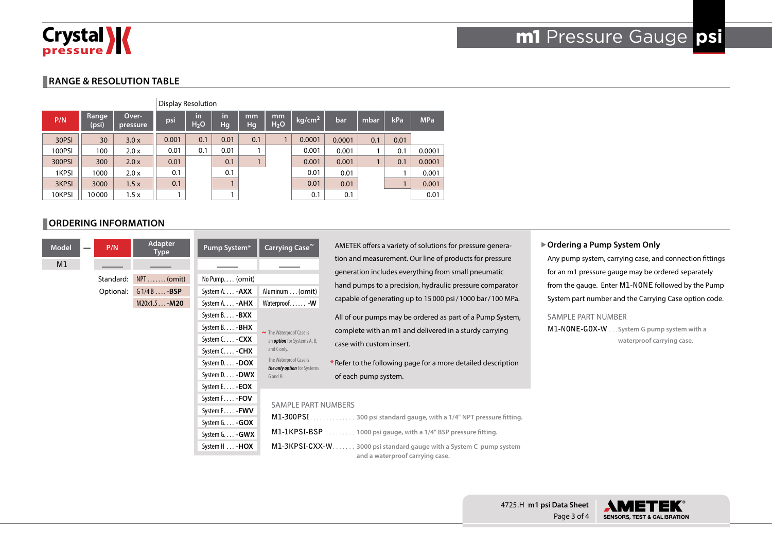## RANGE & RESOLUTION TABLE

| P/N | Range (psi) | Over-pressure | Display Resolution | | | | | | | | | |
|---|---|---|---|---|---|---|---|---|---|---|---|---|
| | | | psi | in $H_2O$ | in Hg | mm Hg | mm $H_2O$ | kg/cm² | bar | mbar | kPa | MPa |
| 30PSI | 30 | 3.0 x | 0.001 | 0.1 | 0.01 | 0.1 | 1 | 0.0001 | 0.0001 | 0.1 | 0.01 | |
| 100PSI | 100 | 2.0 x | 0.01 | 0.1 | 0.01 | 1 | | 0.001 | 0.001 | 1 | 0.1 | 0.0001 |
| 300PSI | 300 | 2.0 x | 0.01 | | 0.1 | 1 | | 0.001 | 0.001 | 1 | 0.1 | 0.0001 |
| 1KPSI | 1000 | 2.0 x | 0.1 | | 0.1 | | | 0.01 | 0.01 | | 1 | 0.001 |
| 3KPSI | 3000 | 1.5 x | 0.1 | | 1 | | | 0.01 | 0.01 | | 1 | 0.001 |
| 10KPSI | 10 000 | 1.5 x | 1 | | 1 | | | 0.1 | 0.1 | | | 0.01 |

## ORDERING INFORMATION

| Model | — | P/N | Adapter Type | Pump System* | Carrying Case~ |
|---|---|---|---|---|---|
| M1 | | ______ | ______ | ______ | ______ |

**Adapter Type**
- Standard: NPT . . . . . . . (omit)
- Optional: G 1/4 B . . . . **-BSP**
- M20x1.5 . . . **-M20**

**Pump System***
- No Pump. . . . (omit)
- System A. . . . **-AXX**
- System A. . . . **-AHX**
- System B. . . . **-BXX**
- System B. . . . **-BHX**
- System C. . . . **-CXX**
- System C. . . . **-CHX**
- System D. . . . **-DOX**
- System D. . . . **-DWX**
- System E. . . . **-EOX**
- System F. . . . **-FOV**
- System F. . . . **-FWV**
- System G. . . . **-GOX**
- System G. . . . **-GWX**
- System H . . . **-HOX**

**Carrying Case~**
- Aluminum . . . (omit)
- Waterproof. . . . . . **-W**

~ The Waterproof Case is an *option* for Systems A, B, and C only.

The Waterproof Case is *the only option* for Systems G and H.

AMETEK offers a variety of solutions for pressure generation and measurement. Our line of products for pressure generation includes everything from small pneumatic hand pumps to a precision, hydraulic pressure comparator capable of generating up to 15 000 psi / 1000 bar / 100 MPa.

All of our pumps may be ordered as part of a Pump System, complete with an m1 and delivered in a sturdy carrying case with custom insert.

*Refer to the following page for a more detailed description of each pump system.

SAMPLE PART NUMBERS

- M1-300PSI. . . . . . . . . . . . . . 300 psi standard gauge, with a 1/4" NPT pressure fitting.
- M1-1KPSI-BSP. . . . . . . . . . 1000 psi gauge, with a 1/4" BSP pressure fitting.
- M1-3KPSI-CXX-W. . . . . . . 3000 psi standard gauge with a System C pump system and a waterproof carrying case.

### ▶ Ordering a Pump System Only

Any pump system, carrying case, and connection fittings for an m1 pressure gauge may be ordered separately from the gauge. Enter M1-NONE followed by the Pump System part number and the Carrying Case option code.

SAMPLE PART NUMBER

M1-NONE-GOX-W . . . System G pump system with a waterproof carrying case.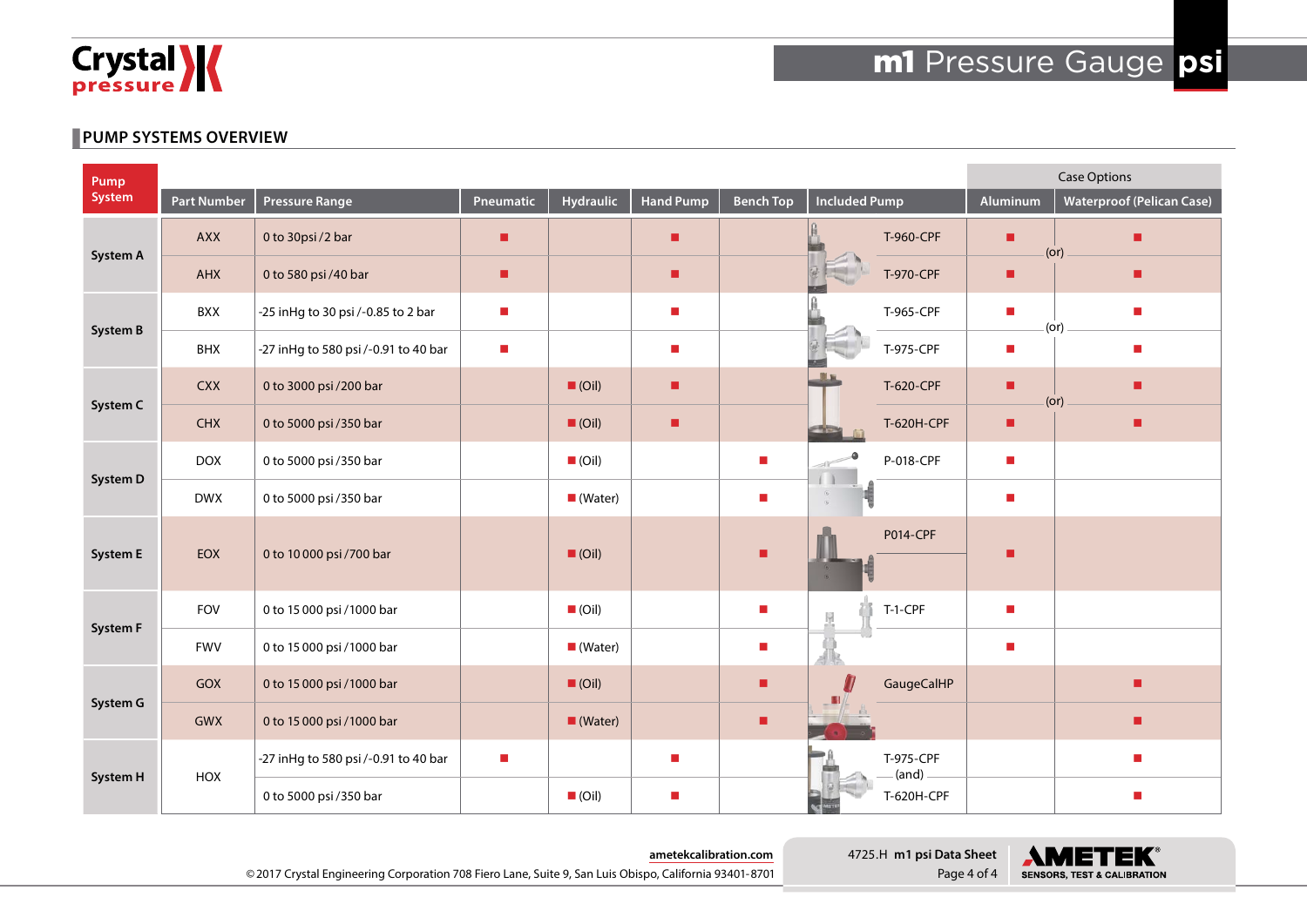## PUMP SYSTEMS OVERVIEW

| Pump System | Part Number | Pressure Range | Pneumatic | Hydraulic | Hand Pump | Bench Top | Included Pump | Case Options: Aluminum | Case Options: Waterproof (Pelican Case) |
|---|---|---|---|---|---|---|---|---|---|
| System A | AXX | 0 to 30psi / 2 bar | ■ | | ■ | | T-960-CPF | ■ (or) | ■ |
| | AHX | 0 to 580 psi / 40 bar | ■ | | ■ | | T-970-CPF | ■ (or) | ■ |
| System B | BXX | -25 inHg to 30 psi / -0.85 to 2 bar | ■ | | ■ | | T-965-CPF | ■ (or) | ■ |
| | BHX | -27 inHg to 580 psi / -0.91 to 40 bar | ■ | | ■ | | T-975-CPF | ■ (or) | ■ |
| System C | CXX | 0 to 3000 psi / 200 bar | | ■ (Oil) | ■ | | T-620-CPF | ■ (or) | ■ |
| | CHX | 0 to 5000 psi / 350 bar | | ■ (Oil) | ■ | | T-620H-CPF | ■ (or) | ■ |
| System D | DOX | 0 to 5000 psi / 350 bar | | ■ (Oil) | | ■ | P-018-CPF | ■ | |
| | DWX | 0 to 5000 psi / 350 bar | | ■ (Water) | | ■ | | ■ | |
| System E | EOX | 0 to 10 000 psi / 700 bar | | ■ (Oil) | | ■ | P014-CPF | ■ | |
| System F | FOV | 0 to 15 000 psi / 1000 bar | | ■ (Oil) | | ■ | T-1-CPF | ■ | |
| | FWV | 0 to 15 000 psi / 1000 bar | | ■ (Water) | | ■ | | ■ | |
| System G | GOX | 0 to 15 000 psi / 1000 bar | | ■ (Oil) | | ■ | GaugeCalHP | | ■ |
| | GWX | 0 to 15 000 psi / 1000 bar | | ■ (Water) | | ■ | | | ■ |
| System H | HOX | -27 inHg to 580 psi / -0.91 to 40 bar | ■ | | ■ | | T-975-CPF (and) | | ■ |
| | | 0 to 5000 psi / 350 bar | | ■ (Oil) | ■ | | T-620H-CPF | | ■ |

ametekcalibration.com

© 2017 Crystal Engineering Corporation 708 Fiero Lane, Suite 9, San Luis Obispo, California 93401-8701

4725.H m1 psi Data Sheet